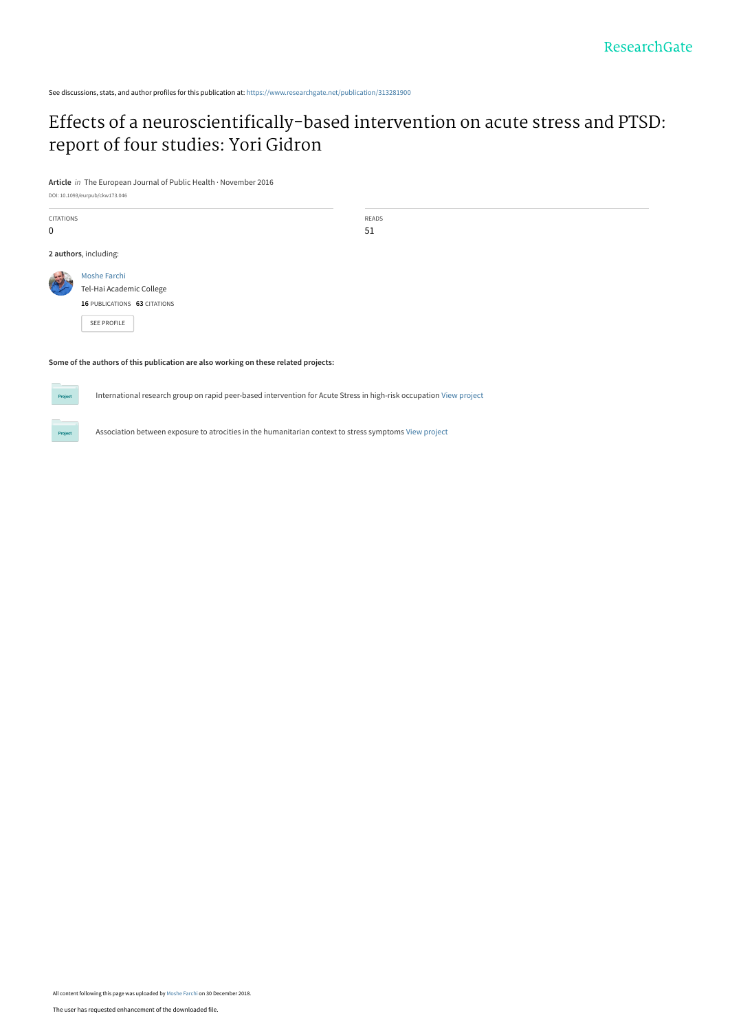See discussions, stats, and author profiles for this publication at: https://www.researchgate.net/publication/313281900

# Effects of a neuroscientifically-based intervention on acute stress and PTSD: report of four studies: Yori Gidron

**Article** *in* The European Journal of Public Health · November 2016

DOI: 10.1093/eurpub/ckw173.046

| CITATIONS | READS |
| --- | --- |
| 0 | 51 |

**2 authors**, including:

Moshe Farchi
Tel-Hai Academic College
**16** PUBLICATIONS **63** CITATIONS

SEE PROFILE

**Some of the authors of this publication are also working on these related projects:**

International research group on rapid peer-based intervention for Acute Stress in high-risk occupation View project

Association between exposure to atrocities in the humanitarian context to stress symptoms View project

All content following this page was uploaded by Moshe Farchi on 30 December 2018.

The user has requested enhancement of the downloaded file.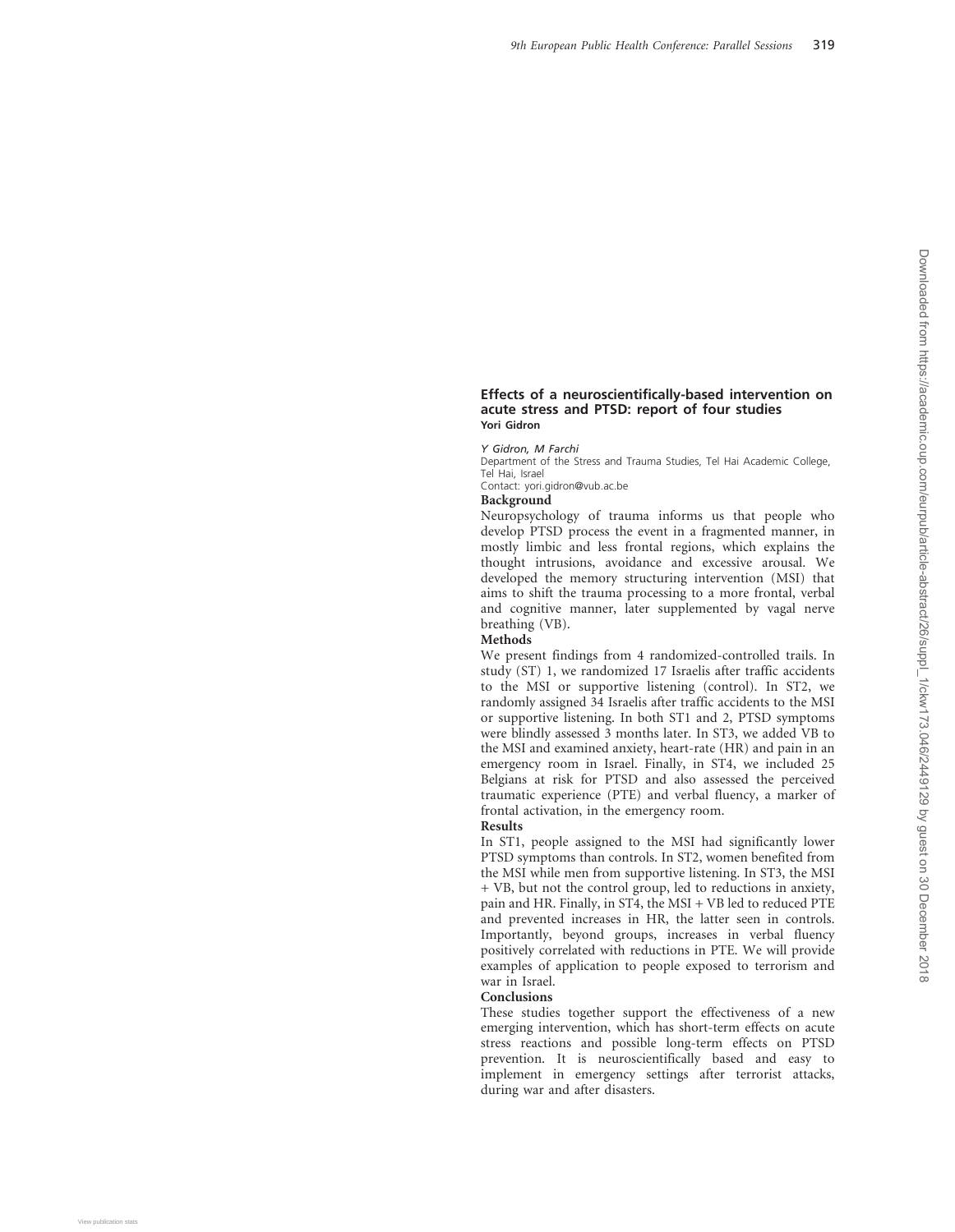## Effects of a neuroscientifically-based intervention on acute stress and PTSD: report of four studies

**Yori Gidron**

*Y Gidron, M Farchi*

Department of the Stress and Trauma Studies, Tel Hai Academic College, Tel Hai, Israel

Contact: yori.gidron@vub.ac.be

### Background

Neuropsychology of trauma informs us that people who develop PTSD process the event in a fragmented manner, in mostly limbic and less frontal regions, which explains the thought intrusions, avoidance and excessive arousal. We developed the memory structuring intervention (MSI) that aims to shift the trauma processing to a more frontal, verbal and cognitive manner, later supplemented by vagal nerve breathing (VB).

### Methods

We present findings from 4 randomized-controlled trails. In study (ST) 1, we randomized 17 Israelis after traffic accidents to the MSI or supportive listening (control). In ST2, we randomly assigned 34 Israelis after traffic accidents to the MSI or supportive listening. In both ST1 and 2, PTSD symptoms were blindly assessed 3 months later. In ST3, we added VB to the MSI and examined anxiety, heart-rate (HR) and pain in an emergency room in Israel. Finally, in ST4, we included 25 Belgians at risk for PTSD and also assessed the perceived traumatic experience (PTE) and verbal fluency, a marker of frontal activation, in the emergency room.

### Results

In ST1, people assigned to the MSI had significantly lower PTSD symptoms than controls. In ST2, women benefited from the MSI while men from supportive listening. In ST3, the MSI + VB, but not the control group, led to reductions in anxiety, pain and HR. Finally, in ST4, the MSI + VB led to reduced PTE and prevented increases in HR, the latter seen in controls. Importantly, beyond groups, increases in verbal fluency positively correlated with reductions in PTE. We will provide examples of application to people exposed to terrorism and war in Israel.

### Conclusions

These studies together support the effectiveness of a new emerging intervention, which has short-term effects on acute stress reactions and possible long-term effects on PTSD prevention. It is neuroscientifically based and easy to implement in emergency settings after terrorist attacks, during war and after disasters.